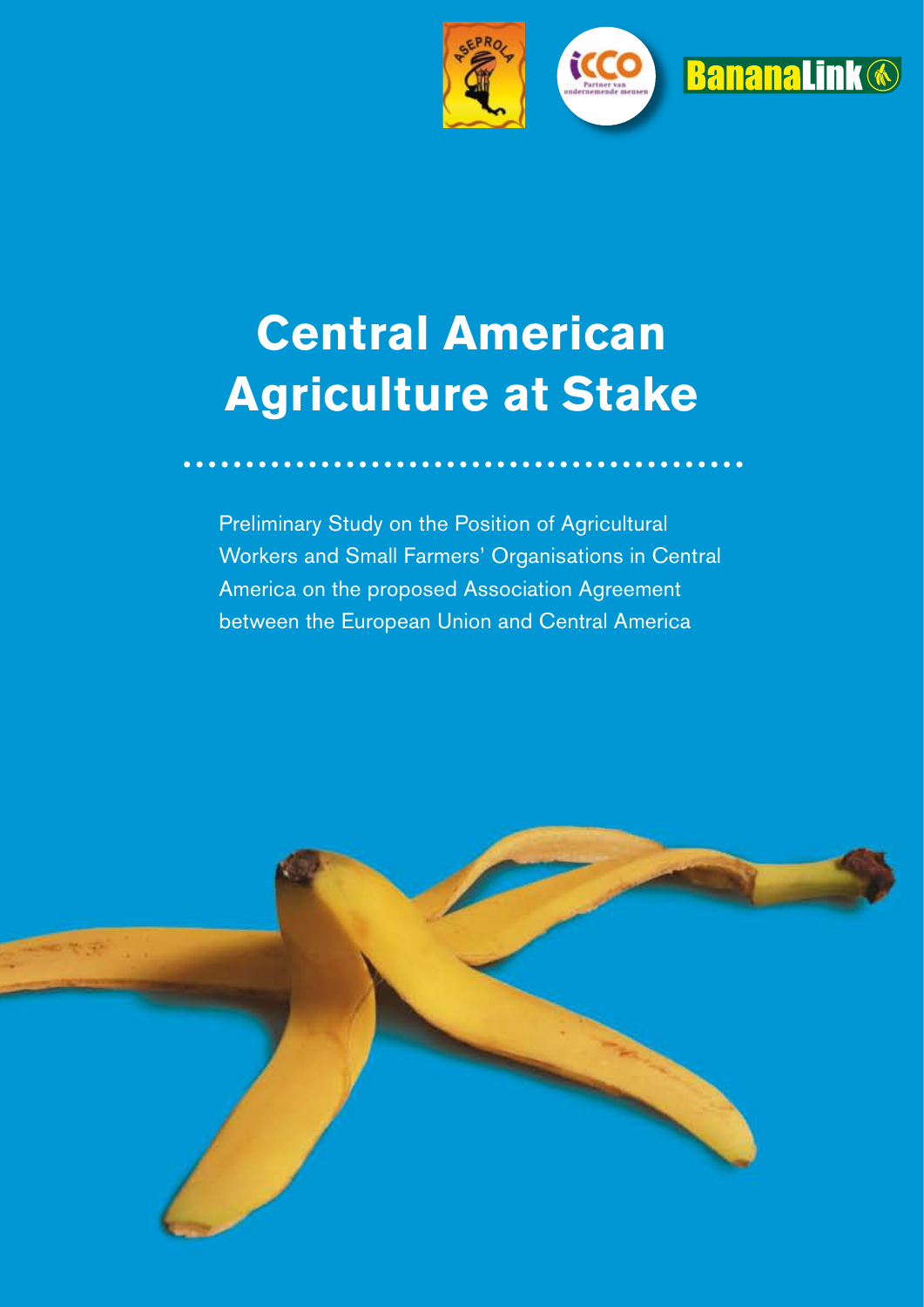# Central American Agriculture at Stake

Preliminary Study on the Position of Agricultural Workers and Small Farmers' Organisations in Central America on the proposed Association Agreement between the European Union and Central America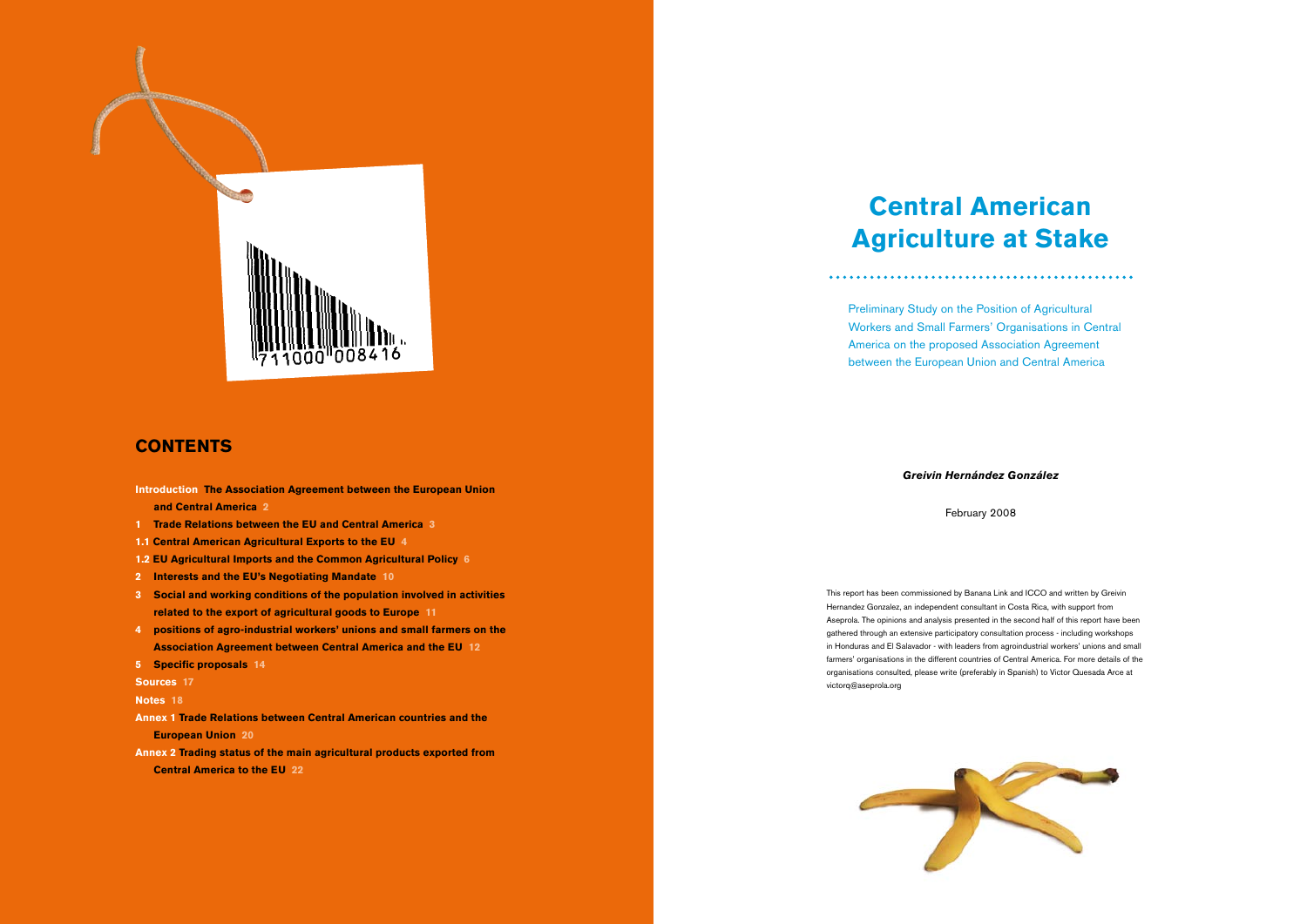## CONTENTS

**Introduction** **The Association Agreement between the European Union and Central America** 2

**1** **Trade Relations between the EU and Central America** 3

**1.1** **Central American Agricultural Exports to the EU** 4

**1.2** **EU Agricultural Imports and the Common Agricultural Policy** 6

**2** **Interests and the EU's Negotiating Mandate** 10

**3** **Social and working conditions of the population involved in activities related to the export of agricultural goods to Europe** 11

**4** **positions of agro-industrial workers' unions and small farmers on the Association Agreement between Central America and the EU** 12

**5** **Specific proposals** 14

**Sources** 17

**Notes** 18

**Annex 1** **Trade Relations between Central American countries and the European Union** 20

**Annex 2** **Trading status of the main agricultural products exported from Central America to the EU** 22

# Central American Agriculture at Stake

Preliminary Study on the Position of Agricultural Workers and Small Farmers' Organisations in Central America on the proposed Association Agreement between the European Union and Central America

***Greivin Hernández González***

February 2008

This report has been commissioned by Banana Link and ICCO and written by Greivin Hernandez Gonzalez, an independent consultant in Costa Rica, with support from Aseprola. The opinions and analysis presented in the second half of this report have been gathered through an extensive participatory consultation process - including workshops in Honduras and El Salavador - with leaders from agroindustrial workers' unions and small farmers' organisations in the different countries of Central America. For more details of the organisations consulted, please write (preferably in Spanish) to Victor Quesada Arce at victorq@aseprola.org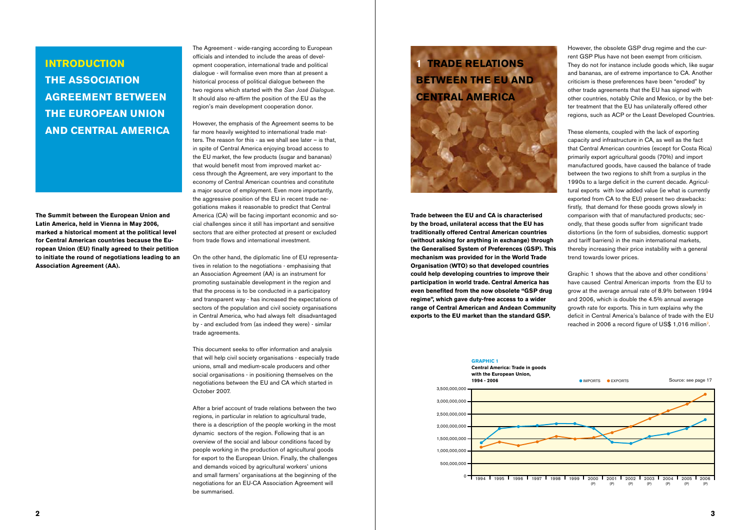# INTRODUCTION

# THE ASSOCIATION AGREEMENT BETWEEN THE EUROPEAN UNION AND CENTRAL AMERICA

**The Summit between the European Union and Latin America, held in Vienna in May 2006, marked a historical moment at the political level for Central American countries because the European Union (EU) finally agreed to their petition to initiate the round of negotiations leading to an Association Agreement (AA).**

The Agreement - wide-ranging according to European officials and intended to include the areas of development cooperation, international trade and political dialogue - will formalise even more than at present a historical process of political dialogue between the two regions which started with the *San José Dialogue*. It should also re-affirm the position of the EU as the region's main development cooperation donor.

However, the emphasis of the Agreement seems to be far more heavily weighted to international trade matters. The reason for this - as we shall see later – is that, in spite of Central America enjoying broad access to the EU market, the few products (sugar and bananas) that would benefit most from improved market access through the Agreement, are very important to the economy of Central American countries and constitute a major source of employment. Even more importantly, the aggressive position of the EU in recent trade negotiations makes it reasonable to predict that Central America (CA) will be facing important economic and social challenges since it still has important and sensitive sectors that are either protected at present or excluded from trade flows and international investment.

On the other hand, the diplomatic line of EU representatives in relation to the negotiations - emphasising that an Association Agreement (AA) is an instrument for promoting sustainable development in the region and that the process is to be conducted in a participatory and transparent way - has increased the expectations of sectors of the population and civil society organisations in Central America, who had always felt disadvantaged by - and excluded from (as indeed they were) - similar trade agreements.

This document seeks to offer information and analysis that will help civil society organisations - especially trade unions, small and medium-scale producers and other social organisations - in positioning themselves on the negotiations between the EU and CA which started in October 2007.

After a brief account of trade relations between the two regions, in particular in relation to agricultural trade, there is a description of the people working in the most dynamic sectors of the region. Following that is an overview of the social and labour conditions faced by people working in the production of agricultural goods for export to the European Union. Finally, the challenges and demands voiced by agricultural workers' unions and small farmers' organisations at the beginning of the negotiations for an EU-CA Association Agreement will be summarised.

# 1 TRADE RELATIONS BETWEEN THE EU AND CENTRAL AMERICA

**Trade between the EU and CA is characterised by the broad, unilateral access that the EU has traditionally offered Central American countries (without asking for anything in exchange) through the Generalised System of Preferences (GSP). This mechanism was provided for in the World Trade Organisation (WTO) so that developed countries could help developing countries to improve their participation in world trade. Central America has even benefited from the now obsolete "GSP drug regime", which gave duty-free access to a wider range of Central American and Andean Community exports to the EU market than the standard GSP.**

However, the obsolete GSP drug regime and the current GSP Plus have not been exempt from criticism. They do not for instance include goods which, like sugar and bananas, are of extreme importance to CA. Another criticism is these preferences have been "eroded" by other trade agreements that the EU has signed with other countries, notably Chile and Mexico, or by the better treatment that the EU has unilaterally offered other regions, such as ACP or the Least Developed Countries.

These elements, coupled with the lack of exporting capacity and infrastructure in CA, as well as the fact that Central American countries (except for Costa Rica) primarily export agricultural goods (70%) and import manufactured goods, have caused the balance of trade between the two regions to shift from a surplus in the 1990s to a large deficit in the current decade. Agricultural exports with low added value (ie what is currently exported from CA to the EU) present two drawbacks: firstly, that demand for these goods grows slowly in comparison with that of manufactured products; secondly, that these goods suffer from significant trade distortions (in the form of subsidies, domestic support and tariff barriers) in the main international markets, thereby increasing their price instability with a general trend towards lower prices.

Graphic 1 shows that the above and other conditions[1] have caused Central American imports from the EU to grow at the average annual rate of 8.9% between 1994 and 2006, which is double the 4.5% annual average growth rate for exports. This in turn explains why the deficit in Central America's balance of trade with the EU reached in 2006 a record figure of US$ 1,016 million[2].

**GRAPHIC 1**
**Central America: Trade in goods with the European Union, 1994 - 2006**

● IMPORTS ● EXPORTS — Source: see page 17

Y-axis: 0 – 3,500,000,000; X-axis: 1994, 1995, 1996, 1997, 1998, 1999, 2000 (P), 2001 (P), 2002 (P), 2003 (P), 2004 (P), 2005 (P), 2006 (P)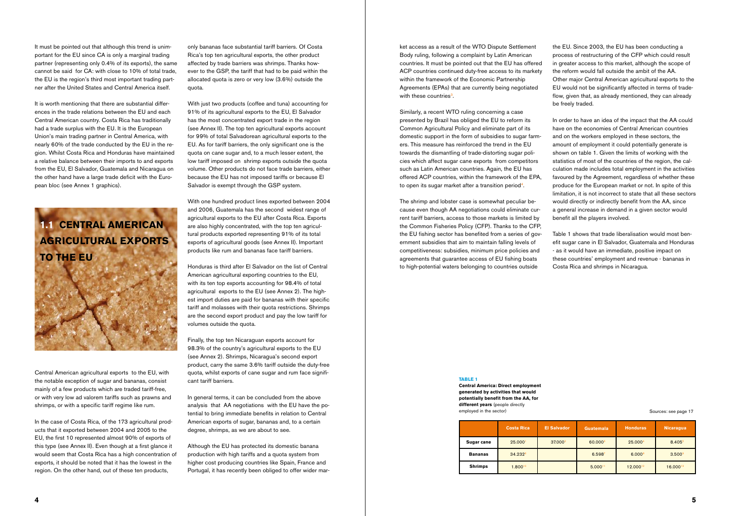It must be pointed out that although this trend is unimportant for the EU since CA is only a marginal trading partner (representing only 0.4% of its exports), the same cannot be said for CA: with close to 10% of total trade, the EU is the region's third most important trading partner after the United States and Central America itself.

It is worth mentioning that there are substantial differences in the trade relations between the EU and each Central American country. Costa Rica has traditionally had a trade surplus with the EU. It is the European Union's main trading partner in Central America, with nearly 60% of the trade conducted by the EU in the region. Whilst Costa Rica and Honduras have maintained a relative balance between their imports to and exports from the EU, El Salvador, Guatemala and Nicaragua on the other hand have a large trade deficit with the European bloc (see Annex 1 graphics).

## 1.1 CENTRAL AMERICAN AGRICULTURAL EXPORTS TO THE EU

Central American agricultural exports to the EU, with the notable exception of sugar and bananas, consist mainly of a few products which are traded tariff-free, or with very low ad valorem tariffs such as prawns and shrimps, or with a specific tariff regime like rum.

In the case of Costa Rica, of the 173 agricultural products that it exported between 2004 and 2005 to the EU, the first 10 represented almost 90% of exports of this type (see Annex II). Even though at a first glance it would seem that Costa Rica has a high concentration of exports, it should be noted that it has the lowest in the region. On the other hand, out of these ten products, only bananas face substantial tariff barriers. Of Costa Rica's top ten agricultural exports, the other product affected by trade barriers was shrimps. Thanks however to the GSP, the tariff that had to be paid within the allocated quota is zero or very low (3.6%) outside the quota.

With just two products (coffee and tuna) accounting for 91% of its agricultural exports to the EU, El Salvador has the most concentrated export trade in the region (see Annex II). The top ten agricultural exports account for 99% of total Salvadorean agricultural exports to the EU. As for tariff barriers, the only significant one is the quota on cane sugar and, to a much lesser extent, the low tariff imposed on shrimp exports outside the quota volume. Other products do not face trade barriers, either because the EU has not imposed tariffs or because El Salvador is exempt through the GSP system.

With one hundred product lines exported between 2004 and 2006, Guatemala has the second widest range of agricultural exports to the EU after Costa Rica. Exports are also highly concentrated, with the top ten agricultural products exported representing 91% of its total exports of agricultural goods (see Annex II). Important products like rum and bananas face tariff barriers.

Honduras is third after El Salvador on the list of Central American agricultural exporting countries to the EU, with its ten top exports accounting for 98.4% of total agricultural exports to the EU (see Annex 2). The highest import duties are paid for bananas with their specific tariff and molasses with their quota restrictions. Shrimps are the second export product and pay the low tariff for volumes outside the quota.

Finally, the top ten Nicaraguan exports account for 98.3% of the country's agricultural exports to the EU (see Annex 2). Shrimps, Nicaragua's second export product, carry the same 3.6% tariff outside the duty-free quota, whilst exports of cane sugar and rum face significant tariff barriers.

In general terms, it can be concluded from the above analysis that AA negotiations with the EU have the potential to bring immediate benefits in relation to Central American exports of sugar, bananas and, to a certain degree, shrimps, as we are about to see.

Although the EU has protected its domestic banana production with high tariffs and a quota system from higher cost producing countries like Spain, France and Portugal, it has recently been obliged to offer wider market access as a result of the WTO Dispute Settlement Body ruling, following a complaint by Latin American countries. It must be pointed out that the EU has offered ACP countries continued duty-free access to its markety within the framework of the Economic Partnership Agreements (EPAs) that are currently being negotiated with these countries[3].

Similarly, a recent WTO ruling concerning a case presented by Brazil has obliged the EU to reform its Common Agricultural Policy and eliminate part of its domestic support in the form of subsidies to sugar farmers. This measure has reinforced the trend in the EU towards the dismantling of trade-distorting sugar policies which affect sugar cane exports from competitors such as Latin American countries. Again, the EU has offered ACP countries, within the framework of the EPA, to open its sugar market after a transition period[4].

The shrimp and lobster case is somewhat peculiar because even though AA negotiations could eliminate current tariff barriers, access to those markets is limited by the Common Fisheries Policy (CFP). Thanks to the CFP, the EU fishing sector has benefited from a series of government subsidies that aim to maintain falling levels of competitiveness: subsidies, minimum price policies and agreements that guarantee access of EU fishing boats to high-potential waters belonging to countries outside the EU. Since 2003, the EU has been conducting a process of restructuring of the CFP which could result in greater access to this market, although the scope of the reform would fall outside the ambit of the AA. Other major Central American agricultural exports to the EU would not be significantly affected in terms of tradeflow, given that, as already mentioned, they can already be freely traded.

In order to have an idea of the impact that the AA could have on the economies of Central American countries and on the workers employed in these sectors, the amount of employment it could potentially generate is shown on table 1. Given the limits of working with the statistics of most of the countries of the region, the calculation made includes total employment in the activities favoured by the Agreement, regardless of whether these produce for the European market or not. In spite of this limitation, it is not incorrect to state that all these sectors would directly or indirectly benefit from the AA, since a general increase in demand in a given sector would benefit all the players involved.

Table 1 shows that trade liberalisation would most benefit sugar cane in El Salvador, Guatemala and Honduras - as it would have an immediate, positive impact on these countries' employment and revenue - bananas in Costa Rica and shrimps in Nicaragua.

**TABLE 1**
**Central America: Direct employment generated by activities that would potentially benefit from the AA, for different years** (people directly employed in the sector)

Sources: see page 17

| | Costa Rica | El Salvador | Guatemala | Honduras | Nicaragua |
|---|---|---|---|---|---|
| **Sugar cane** | 25.000[1] | 37.000[2] | 60.000[3] | 25.000[4] | 8.405[5] |
| **Bananas** | 34.232[6] | | 6.598[7] | 6.000[8] | 3.500[9] |
| **Shrimps** | 1.800[10] | | 5.000[11] | 12.000[12] | 16.000[13] |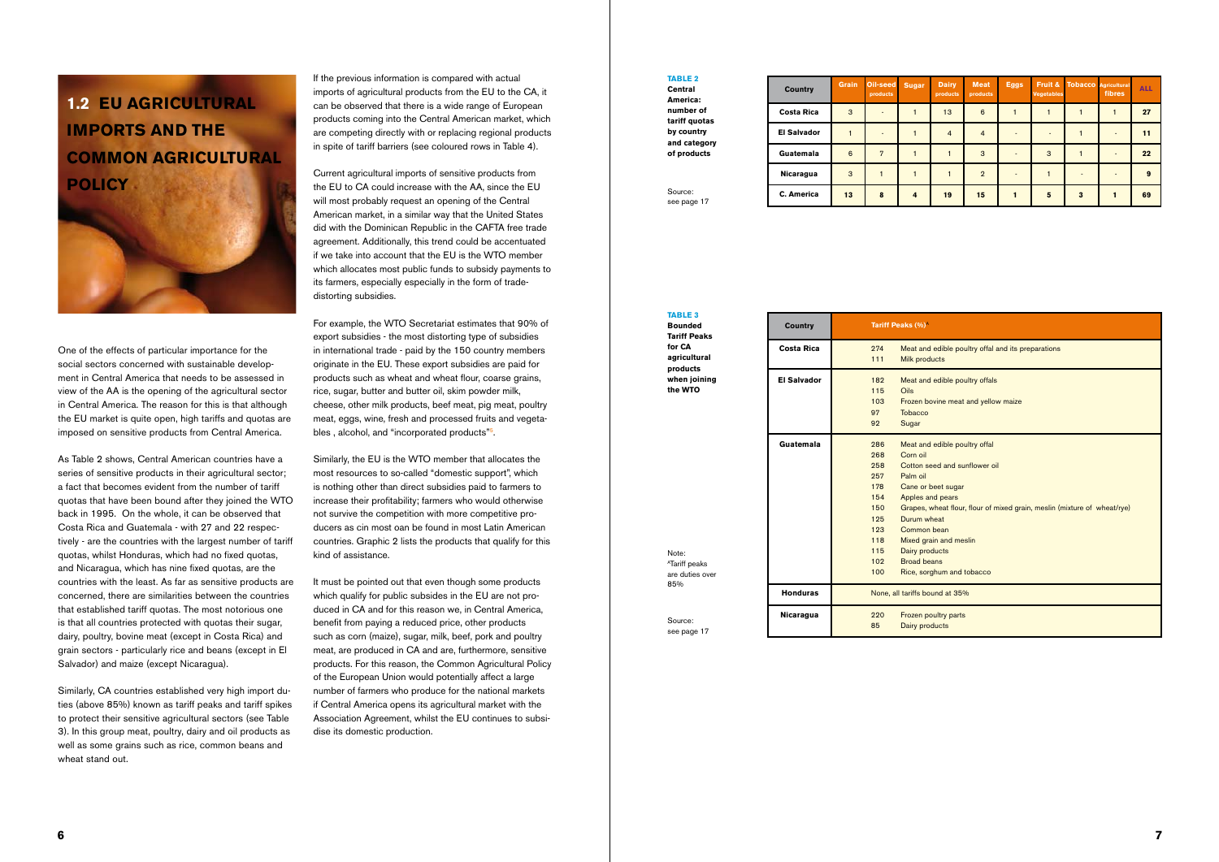## 1.2 EU AGRICULTURAL IMPORTS AND THE COMMON AGRICULTURAL POLICY

One of the effects of particular importance for the social sectors concerned with sustainable development in Central America that needs to be assessed in view of the AA is the opening of the agricultural sector in Central America. The reason for this is that although the EU market is quite open, high tariffs and quotas are imposed on sensitive products from Central America.

As Table 2 shows, Central American countries have a series of sensitive products in their agricultural sector; a fact that becomes evident from the number of tariff quotas that have been bound after they joined the WTO back in 1995. On the whole, it can be observed that Costa Rica and Guatemala - with 27 and 22 respectively - are the countries with the largest number of tariff quotas, whilst Honduras, which had no fixed quotas, and Nicaragua, which has nine fixed quotas, are the countries with the least. As far as sensitive products are concerned, there are similarities between the countries that established tariff quotas. The most notorious one is that all countries protected with quotas their sugar, dairy, poultry, bovine meat (except in Costa Rica) and grain sectors - particularly rice and beans (except in El Salvador) and maize (except Nicaragua).

Similarly, CA countries established very high import duties (above 85%) known as tariff peaks and tariff spikes to protect their sensitive agricultural sectors (see Table 3). In this group meat, poultry, dairy and oil products as well as some grains such as rice, common beans and wheat stand out.

If the previous information is compared with actual imports of agricultural products from the EU to the CA, it can be observed that there is a wide range of European products coming into the Central American market, which are competing directly with or replacing regional products in spite of tariff barriers (see coloured rows in Table 4).

Current agricultural imports of sensitive products from the EU to CA could increase with the AA, since the EU will most probably request an opening of the Central American market, in a similar way that the United States did with the Dominican Republic in the CAFTA free trade agreement. Additionally, this trend could be accentuated if we take into account that the EU is the WTO member which allocates most public funds to subsidy payments to its farmers, especially especially in the form of trade-distorting subsidies.

For example, the WTO Secretariat estimates that 90% of export subsidies - the most distorting type of subsidies in international trade - paid by the 150 country members originate in the EU. These export subsidies are paid for products such as wheat and wheat flour, coarse grains, rice, sugar, butter and butter oil, skim powder milk, cheese, other milk products, beef meat, pig meat, poultry meat, eggs, wine, fresh and processed fruits and vegetables , alcohol, and "incorporated products"[5].

Similarly, the EU is the WTO member that allocates the most resources to so-called "domestic support", which is nothing other than direct subsidies paid to farmers to increase their profitability; farmers who would otherwise not survive the competition with more competitive producers as cin most oan be found in most Latin American countries. Graphic 2 lists the products that qualify for this kind of assistance.

It must be pointed out that even though some products which qualify for public subsidies in the EU are not produced in CA and for this reason we, in Central America, benefit from paying a reduced price, other products such as corn (maize), sugar, milk, beef, pork and poultry meat, are produced in CA and are, furthermore, sensitive products. For this reason, the Common Agricultural Policy of the European Union would potentially affect a large number of farmers who produce for the national markets if Central America opens its agricultural market with the Association Agreement, whilst the EU continues to subsidise its domestic production.

**TABLE 2**
**Central America: number of tariff quotas by country and category of products**

| Country | Grain | Oil-seed products | Sugar | Dairy products | Meat products | Eggs | Fruit & Vegetables | Tobacco | Agricultural fibres | ALL |
|---|---|---|---|---|---|---|---|---|---|---|
| Costa Rica | 3 | - | 1 | 13 | 6 | 1 | 1 | 1 | 1 | 27 |
| El Salvador | 1 | - | 1 | 4 | 4 | - | - | 1 | - | 11 |
| Guatemala | 6 | 7 | 1 | 1 | 3 | - | 3 | 1 | - | 22 |
| Nicaragua | 3 | 1 | 1 | 1 | 2 | - | 1 | - | - | 9 |
| C. America | 13 | 8 | 4 | 19 | 15 | 1 | 5 | 3 | 1 | 69 |

Source: see page 17

**TABLE 3**
**Bounded Tariff Peaks for CA agricultural products when joining the WTO**

| Country | Tariff Peaks (%)[A] | |
|---|---|---|
| Costa Rica | 274 | Meat and edible poultry offal and its preparations |
| | 111 | Milk products |
| El Salvador | 182 | Meat and edible poultry offals |
| | 115 | Oils |
| | 103 | Frozen bovine meat and yellow maize |
| | 97 | Tobacco |
| | 92 | Sugar |
| Guatemala | 286 | Meat and edible poultry offal |
| | 268 | Corn oil |
| | 258 | Cotton seed and sunflower oil |
| | 257 | Palm oil |
| | 178 | Cane or beet sugar |
| | 154 | Apples and pears |
| | 150 | Grapes, wheat flour, flour of mixed grain, meslin (mixture of wheat/rye) |
| | 125 | Durum wheat |
| | 123 | Common bean |
| | 118 | Mixed grain and meslin |
| | 115 | Dairy products |
| | 102 | Broad beans |
| | 100 | Rice, sorghum and tobacco |
| Honduras | None, all tariffs bound at 35% | |
| Nicaragua | 220 | Frozen poultry parts |
| | 85 | Dairy products |

Note: [A]Tariff peaks are duties over 85%

Source: see page 17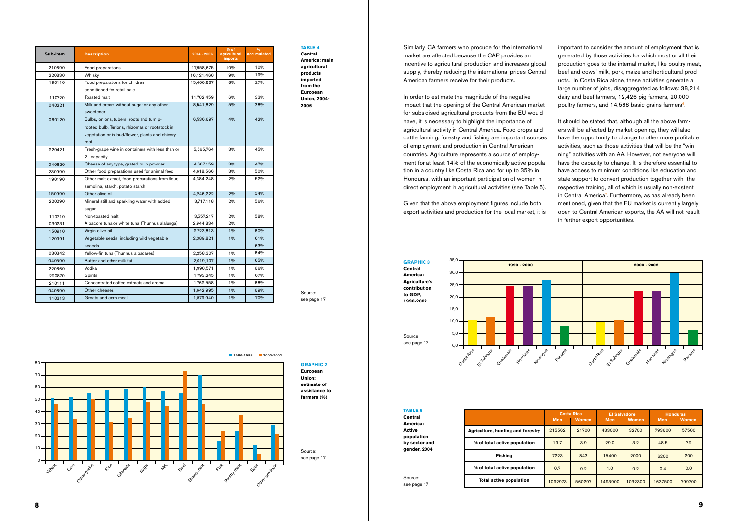**TABLE 4**
**Central America: main agricultural products imported from the European Union, 2004-2006**

| Sub-item | Description | 2004 - 2006 | % of agricultural imports | % accumulated |
|---|---|---|---|---|
| 210690 | Food preparations | 17,958,675 | 10% | 10% |
| 220830 | Whisky | 16,121,460 | 9% | 19% |
| 190110 | Food preparations for children conditioned for retail sale | 15,400,867 | 8% | 27% |
| 110720 | Toasted malt | 11,702,459 | 6% | 33% |
| 040221 | Milk and cream without sugar or any other sweetener | 8,541,829 | 5% | 38% |
| 060120 | Bulbs, onions, tubers, roots and turnip-rooted bulb, Turions, rhizomas or rootstock in vegetation or in bud/flower, plants and chicory root | 6,536,697 | 4% | 42% |
| 220421 | Fresh-grape wine in containers with less than or 2 l capacity | 5,565,764 | 3% | 45% |
| 040620 | Cheese of any type, grated or in powder | 4,667,159 | 3% | 47% |
| 230990 | Other food preparations used for animal feed | 4,618,566 | 3% | 50% |
| 190190 | Other malt extract, food preparations from flour, semolina, starch, potato starch | 4,384,248 | 2% | 52% |
| 150990 | Other olive oil | 4,246,222 | 2% | 54% |
| 220290 | Mineral still and sparkling water with added sugar | 3,717,118 | 2% | 56% |
| 110710 | Non-toasted malt | 3,557,217 | 2% | 58% |
| 030231 | Albacore tuna or white tuna (Thunnus alalunga) | 2,944,834 | 2% | |
| 150910 | Virgin olive oil | 2,723,813 | 1% | 60% |
| 120991 | Vegetable seeds, including wild vegetable seeeds | 2,389,821 | 1% | 61% 63% |
| 030342 | Yellow-fin tuna (Thunnus albacares) | 2,258,307 | 1% | 64% |
| 040590 | Butter and other milk fat | 2,019,107 | 1% | 65% |
| 220860 | Vodka | 1,990,571 | 1% | 66% |
| 220870 | Spirits | 1,793,245 | 1% | 67% |
| 210111 | Concentrated coffee extracts and aroma | 1,762,558 | 1% | 68% |
| 040690 | Other cheeses | 1,642,995 | 1% | 69% |
| 110313 | Groats and corn meal | 1,579,940 | 1% | 70% |

Source: see page 17

**GRAPHIC 2**
**European Union: estimate of assistance to farmers (%)**

| Product | 1986-1988 | 2000-2002 |
|---|---|---|
| Wheat | ~51 | ~47 |
| Corn | ~52 | ~34 |
| Other grains | ~55 | ~51 |
| Rice | ~57 | ~31 |
| Oilseeds | ~59 | ~35 |
| Sugar | ~60 | ~48 |
| Milk | ~57 | ~45 |
| Beef | ~55 | ~73 |
| Sheep meat | ~70 | ~46 |
| Pork | ~16 | ~24 |
| Poultry meat | ~24 | ~37 |
| Eggs | ~13 | ~5 |
| Other products | ~29 | ~22 |

Source: see page 17

Similarly, CA farmers who produce for the international market are affected because the CAP provides an incentive to agricultural production and increases global supply, thereby reducing the international prices Central American farmers receive for their products.

In order to estimate the magnitude of the negative impact that the opening of the Central American market for subsidised agricultural products from the EU would have, it is necessary to highlight the importance of agricultural activity in Central America. Food crops and cattle farming, forestry and fishing are important sources of employment and production in Central American countries. Agriculture represents a source of employment for at least 14% of the economically active population in a country like Costa Rica and for up to 35% in Honduras, with an important participation of women in direct employment in agricultural activities (see Table 5).

Given that the above employment figures include both export activities and production for the local market, it is important to consider the amount of employment that is generated by those activities for which most or all their production goes to the internal market, like poultry meat, beef and cows' milk, pork, maize and horticultural products. In Costa Rica alone, these activities generate a large number of jobs, disaggregated as follows: 38,214 dairy and beef farmers, 12,426 pig farmers, 20,000 poultry farmers, and 14,588 basic grains farmers[6].

It should be stated that, although all the above farmers will be affected by market opening, they will also have the opportunity to change to other more profitable activities, such as those activities that will be the "winning" activities with an AA. However, not everyone will have the capacity to change. It is therefore essential to have access to minimum conditions like education and state support to convert production together with the respective training, all of which is usually non-existent in Central America[7]. Furthermore, as has already been mentioned, given that the EU market is currently largely open to Central American exports, the AA will not result in further export opportunities.

**GRAPHIC 3**
**Central America: Agriculture's contribution to GDP, 1990-2002**

| Country | 1990 - 2000 | 2000 - 2002 |
|---|---|---|
| Costa Rica | ~10.5 | ~9.5 |
| El Salvador | ~11.5 | ~10.5 |
| Guatemala | ~24 | ~22 |
| Honduras | ~24 | ~22.5 |
| Nicaragua | ~27 | ~30 |
| Panama | ~8 | ~6 |

Source: see page 17

**TABLE 5**
**Central America: Active population by sector and gender, 2004**

| | Costa Rica | | El Salvadore | | Honduras | |
|---|---|---|---|---|---|---|
| | Men | Women | Men | Women | Men | Women |
| Agriculture, hunting and forestry | 215562 | 21700 | 433000 | 32700 | 793600 | 57500 |
| % of total active population | 19.7 | 3.9 | 29.0 | 3.2 | 48.5 | 7.2 |
| Fishing | 7223 | 843 | 15400 | 2000 | 6200 | 200 |
| % of total active population | 0.7 | 0.2 | 1.0 | 0.2 | 0.4 | 0.0 |
| Total active population | 1092973 | 560297 | 1493900 | 1032300 | 1637500 | 799700 |

Source: see page 17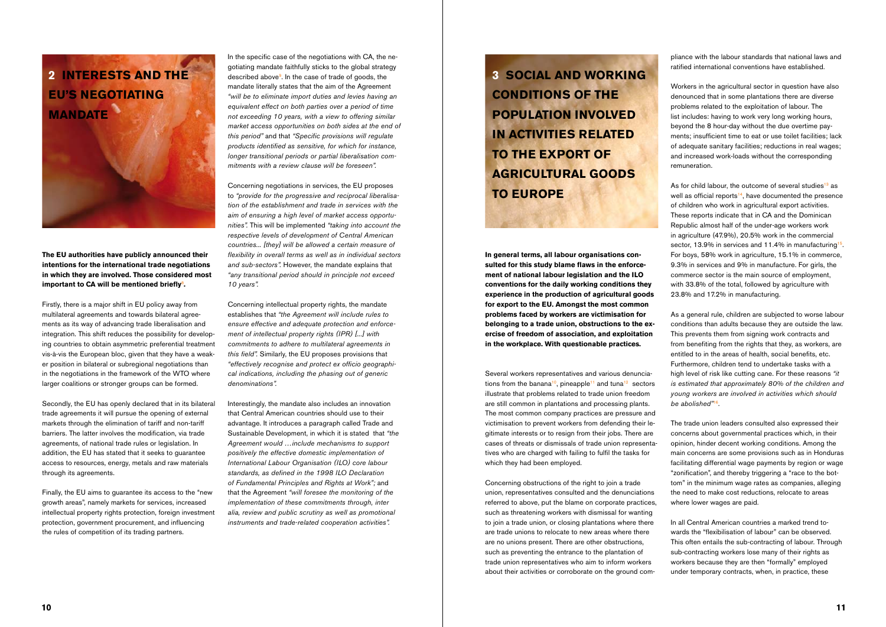## 2 INTERESTS AND THE EU'S NEGOTIATING MANDATE

**The EU authorities have publicly announced their intentions for the international trade negotiations in which they are involved. Those considered most important to CA will be mentioned briefly[8].**

Firstly, there is a major shift in EU policy away from multilateral agreements and towards bilateral agreements as its way of advancing trade liberalisation and integration. This shift reduces the possibility for developing countries to obtain asymmetric preferential treatment vis-à-vis the European bloc, given that they have a weaker position in bilateral or subregional negotiations than in the negotiations in the framework of the WTO where larger coalitions or stronger groups can be formed.

Secondly, the EU has openly declared that in its bilateral trade agreements it will pursue the opening of external markets through the elimination of tariff and non-tariff barriers. The latter involves the modification, via trade agreements, of national trade rules or legislation. In addition, the EU has stated that it seeks to guarantee access to resources, energy, metals and raw materials through its agreements.

Finally, the EU aims to guarantee its access to the "new growth areas", namely markets for services, increased intellectual property rights protection, foreign investment protection, government procurement, and influencing the rules of competition of its trading partners.

In the specific case of the negotiations with CA, the negotiating mandate faithfully sticks to the global strategy described above[9]. In the case of trade of goods, the mandate literally states that the aim of the Agreement *"will be to eliminate import duties and levies having an equivalent effect on both parties over a period of time not exceeding 10 years, with a view to offering similar market access opportunities on both sides at the end of this period"* and that *"Specific provisions will regulate products identified as sensitive, for which for instance, longer transitional periods or partial liberalisation commitments with a review clause will be foreseen".*

Concerning negotiations in services, the EU proposes to *"provide for the progressive and reciprocal liberalisation of the establishment and trade in services with the aim of ensuring a high level of market access opportunities".* This will be implemented *"taking into account the respective levels of development of Central American countries... [they] will be allowed a certain measure of flexibility in overall terms as well as in individual sectors and sub-sectors".* However, the mandate explains that *"any transitional period should in principle not exceed 10 years".*

Concerning intellectual property rights, the mandate establishes that *"the Agreement will include rules to ensure effective and adequate protection and enforcement of intellectual property rights (IPR) [...] with commitments to adhere to multilateral agreements in this field".* Similarly, the EU proposes provisions that *"effectively recognise and protect ex officio geographical indications, including the phasing out of generic denominations".*

Interestingly, the mandate also includes an innovation that Central American countries should use to their advantage. It introduces a paragraph called Trade and Sustainable Development, in which it is stated that *"the Agreement would …include mechanisms to support positively the effective domestic implementation of International Labour Organisation (ILO) core labour standards, as defined in the 1998 ILO Declaration of Fundamental Principles and Rights at Work";* and that the Agreement *"will foresee the monitoring of the implementation of these commitments through, inter alia, review and public scrutiny as well as promotional instruments and trade-related cooperation activities".*

## 3 SOCIAL AND WORKING CONDITIONS OF THE POPULATION INVOLVED IN ACTIVITIES RELATED TO THE EXPORT OF AGRICULTURAL GOODS TO EUROPE

**In general terms, all labour organisations consulted for this study blame flaws in the enforcement of national labour legislation and the ILO conventions for the daily working conditions they experience in the production of agricultural goods for export to the EU. Amongst the most common problems faced by workers are victimisation for belonging to a trade union, obstructions to the exercise of freedom of association, and exploitation in the workplace. With questionable practices.**

Several workers representatives and various denunciations from the banana[10], pineapple[11] and tuna[12] sectors illustrate that problems related to trade union freedom are still common in plantations and processing plants. The most common company practices are pressure and victimisation to prevent workers from defending their legitimate interests or to resign from their jobs. There are cases of threats or dismissals of trade union representatives who are charged with failing to fulfil the tasks for which they had been employed.

Concerning obstructions of the right to join a trade union, representatives consulted and the denunciations referred to above, put the blame on corporate practices, such as threatening workers with dismissal for wanting to join a trade union, or closing plantations where there are trade unions to relocate to new areas where there are no unions present. There are other obstructions, such as preventing the entrance to the plantation of trade union representatives who aim to inform workers about their activities or corroborate on the ground compliance with the labour standards that national laws and ratified international conventions have established.

Workers in the agricultural sector in question have also denounced that in some plantations there are diverse problems related to the exploitation of labour. The list includes: having to work very long working hours, beyond the 8 hour-day without the due overtime payments; insufficient time to eat or use toilet facilities; lack of adequate sanitary facilities; reductions in real wages; and increased work-loads without the corresponding remuneration.

As for child labour, the outcome of several studies[13] as well as official reports[14], have documented the presence of children who work in agricultural export activities. These reports indicate that in CA and the Dominican Republic almost half of the under-age workers work in agriculture (47.9%), 20.5% work in the commercial sector, 13.9% in services and 11.4% in manufacturing[15]. For boys, 58% work in agriculture, 15.1% in commerce, 9.3% in services and 9% in manufacture. For girls, the commerce sector is the main source of employment, with 33.8% of the total, followed by agriculture with 23.8% and 17.2% in manufacturing.

As a general rule, children are subjected to worse labour conditions than adults because they are outside the law. This prevents them from signing work contracts and from benefiting from the rights that they, as workers, are entitled to in the areas of health, social benefits, etc. Furthermore, children tend to undertake tasks with a high level of risk like cutting cane. For these reasons *"it is estimated that approximately 80% of the children and young workers are involved in activities which should be abolished"*[16].

The trade union leaders consulted also expressed their concerns about governmental practices which, in their opinion, hinder decent working conditions. Among the main concerns are some provisions such as in Honduras facilitating differential wage payments by region or wage "zonification", and thereby triggering a "race to the bottom" in the minimum wage rates as companies, alleging the need to make cost reductions, relocate to areas where lower wages are paid.

In all Central American countries a marked trend towards the "flexibilisation of labour" can be observed. This often entails the sub-contracting of labour. Through sub-contracting workers lose many of their rights as workers because they are then "formally" employed under temporary contracts, when, in practice, these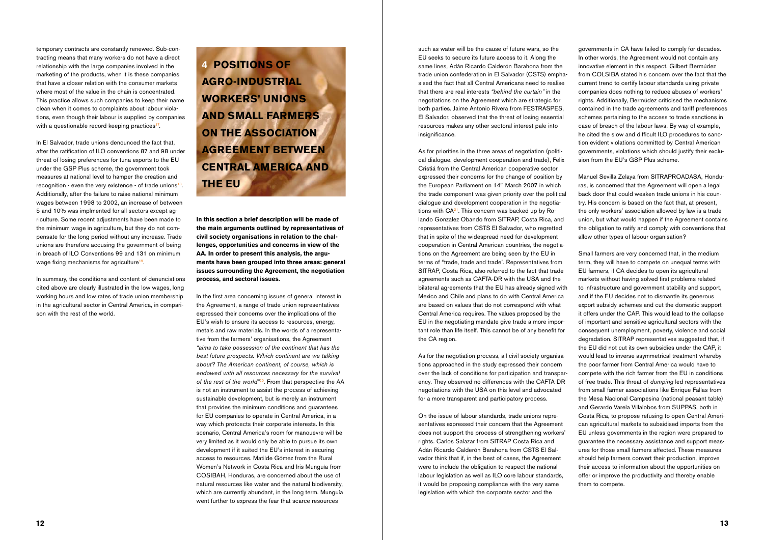temporary contracts are constantly renewed. Sub-contracting means that many workers do not have a direct relationship with the large companies involved in the marketing of the products, when it is these companies that have a closer relation with the consumer markets where most of the value in the chain is concentrated. This practice allows such companies to keep their name clean when it comes to complaints about labour violations, even though their labour is supplied by companies with a questionable record-keeping practices[17].

In El Salvador, trade unions denounced the fact that, after the ratification of ILO conventions 87 and 98 under threat of losing preferences for tuna exports to the EU under the GSP Plus scheme, the government took measures at national level to hamper the creation and recognition - even the very existence - of trade unions[18]. Additionally, after the failure to raise national minimum wages between 1998 to 2002, an increase of between 5 and 10% was implmented for all sectors except agriculture. Some recent adjustments have been made to the minimum wage in agriculture, but they do not compensate for the long period without any increase. Trade unions are therefore accusing the government of being in breach of ILO Conventions 99 and 131 on minimum wage fixing mechanisms for agriculture[19].

In summary, the conditions and content of denunciations cited above are clearly illustrated in the low wages, long working hours and low rates of trade union membership in the agricultural sector in Central America, in comparison with the rest of the world.

# 4 POSITIONS OF AGRO-INDUSTRIAL WORKERS' UNIONS AND SMALL FARMERS ON THE ASSOCIATION AGREEMENT BETWEEN CENTRAL AMERICA AND THE EU

**In this section a brief description will be made of the main arguments outlined by representatives of civil society organisations in relation to the challenges, opportunities and concerns in view of the AA. In order to present this analysis, the arguments have been grouped into three areas: general issues surrounding the Agreement, the negotiation process, and sectoral issues.**

In the first area concerning issues of general interest in the Agreement, a range of trade union representatives expressed their concerns over the implications of the EU's wish to ensure its access to resources, energy, metals and raw materials. In the words of a representative from the farmers' organisations, the Agreement *"aims to take possession of the continent that has the best future prospects. Which continent are we talking about? The American continent, of course, which is endowed with all resources necessary for the survival of the rest of the world"*[20]. From that perspective the AA is not an instrument to assist the process of achieving sustainable development, but is merely an instrument that provides the minimum conditions and guarantees for EU companies to operate in Central America, in a way which protcects their corporate interests. In this scenario, Central America's room for manouevre will be very limited as it would only be able to pursue its own development if it suited the EU's interest in securing access to resources. Matilde Gómez from the Rural Women's Network in Costa Rica and Iris Munguía from COSIBAH, Honduras, are concerned about the use of natural resources like water and the natural biodiversity, which are currently abundant, in the long term. Munguía went further to express the fear that scarce resources such as water will be the cause of future wars, so the EU seeks to secure its future access to it. Along the same lines, Adán Ricardo Calderón Barahona from the trade union confederation in El Salvador (CSTS) emphasised the fact that all Central Americans need to realise that there are real interests *"behind the curtain"* in the negotiations on the Agreement which are strategic for both parties. Jaime Antonio Rivera from FESTRASPES, El Salvador, observed that the threat of losing essential resources makes any other sectoral interest pale into insignificance.

As for priorities in the three areas of negotiation (political dialogue, development cooperation and trade), Felix Cristiá from the Central American cooperative sector expressed their concerns for the change of position by the European Parliament on 14th March 2007 in which the trade component was given priority over the political dialogue and development cooperation in the negotiations with CA[21]. This concern was backed up by Rolando Gonzalez Obando from SITRAP, Costa Rica, and representatives from CSTS El Salvador, who regretted that in spite of the widespread need for development cooperation in Central American countries, the negotiations on the Agreement are being seen by the EU in terms of "trade, trade and trade". Representatives from SITRAP, Costa Rica, also referred to the fact that trade agreements such as CAFTA-DR with the USA and the bilateral agreements that the EU has already signed with Mexico and Chile and plans to do with Central America are based on values that do not correspond with what Central America requires. The values proposed by the EU in the negotiating mandate give trade a more important role than life itself. This cannot be of any benefit for the CA region.

As for the negotiation process, all civil society organisations approached in the study expressed their concern over the lack of conditions for participation and transparency. They observed no differences with the CAFTA-DR negotiations with the USA on this level and advocated for a more transparent and participatory process.

On the issue of labour standards, trade unions representatives expressed their concern that the Agreement does not support the process of strengthening workers' rights. Carlos Salazar from SITRAP Costa Rica and Adán Ricardo Calderón Barahona from CSTS El Salvador think that if, in the best of cases, the Agreement were to include the obligation to respect the national labour legislation as well as ILO core labour standards, it would be proposing compliance with the very same legislation with which the corporate sector and the governments in CA have failed to comply for decades. In other words, the Agreement would not contain any innovative element in this respect. Gilbert Bermúdez from COLSIBA stated his concern over the fact that the current trend to certify labour standards using private companies does nothing to reduce abuses of workers' rights. Additionally, Bermúdez criticised the mechanisms contained in the trade agreements and tariff preferences schemes pertaining to the access to trade sanctions in case of breach of the labour laws. By way of example, he cited the slow and difficult ILO procedures to sanction evident violations committed by Central American governments, violations which should justify their exclusion from the EU's GSP Plus scheme.

Manuel Sevilla Zelaya from SITRAPROADASA, Honduras, is concerned that the Agreement will open a legal back door that could weaken trade unions in his country. His concern is based on the fact that, at present, the only workers' association allowed by law is a trade union, but what would happen if the Agreement contains the obligation to ratify and comply with conventions that allow other types of labour organisation?

Small farmers are very concerned that, in the medium term, they will have to compete on unequal terms with EU farmers, if CA decides to open its agricultural markets without having solved first problems related to infrastructure and government stability and support, and if the EU decides not to dismantle its generous export subsidy schemes and cut the domestic support it offers under the CAP. This would lead to the collapse of important and sensitive agricultural sectors with the consequent unemployment, poverty, violence and social degradation. SITRAP representatives suggested that, if the EU did not cut its own subsidies under the CAP, it would lead to inverse asymmetrical treatment whereby the poor farmer from Central America would have to compete with the rich farmer from the EU in conditions of free trade. This threat of *dumping* led representatives from small farmer associations like Enrique Fallas from the Mesa Nacional Campesina (national peasant table) and Gerardo Varela Villalobos from SUPPAS, both in Costa Rica, to propose refusing to open Central American agricultural markets to subsidised imports from the EU unless governments in the region were prepared to guarantee the necessary assistance and support measures for those small farmers affected. These measures should help farmers convert their production, improve their access to information about the opportunities on offer or improve the productivity and thereby enable them to compete.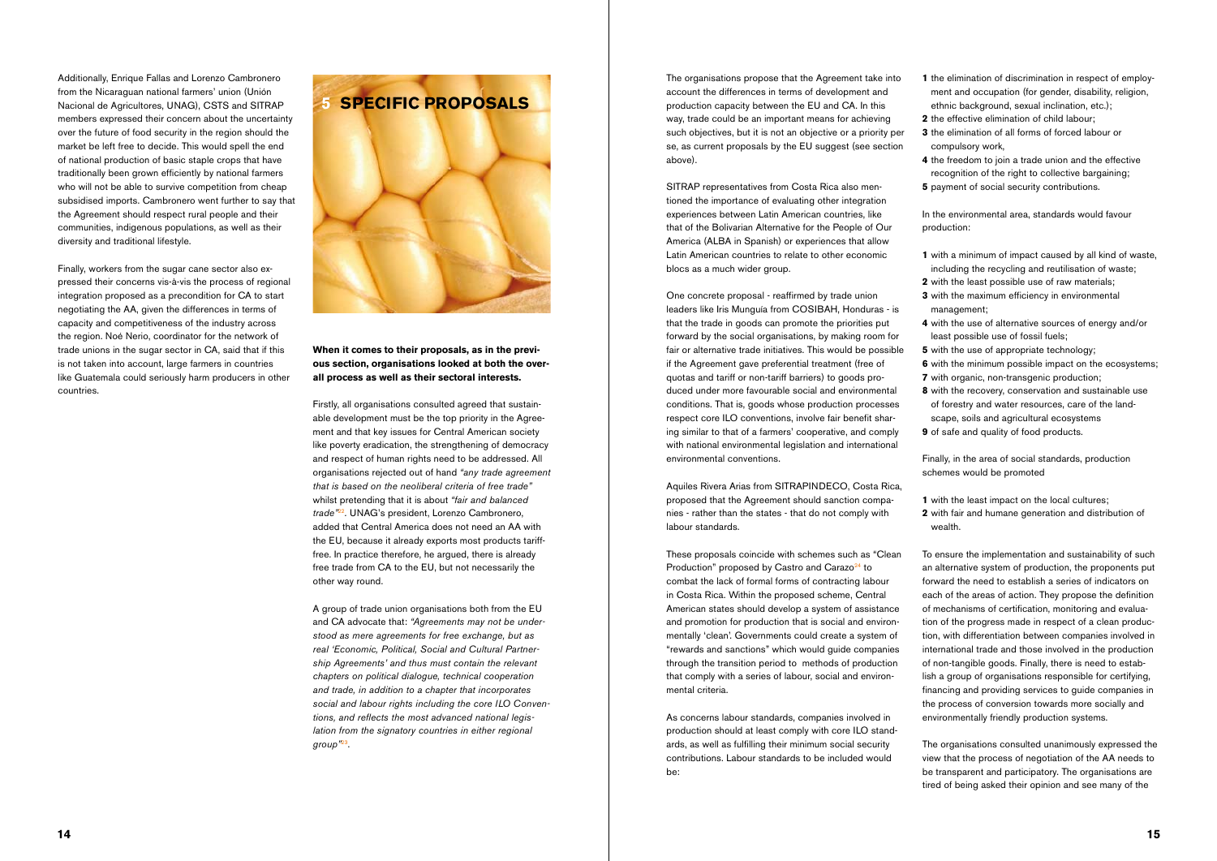Additionally, Enrique Fallas and Lorenzo Cambronero from the Nicaraguan national farmers' union (Unión Nacional de Agricultores, UNAG), CSTS and SITRAP members expressed their concern about the uncertainty over the future of food security in the region should the market be left free to decide. This would spell the end of national production of basic staple crops that have traditionally been grown efficiently by national farmers who will not be able to survive competition from cheap subsidised imports. Cambronero went further to say that the Agreement should respect rural people and their communities, indigenous populations, as well as their diversity and traditional lifestyle.

Finally, workers from the sugar cane sector also expressed their concerns vis-à-vis the process of regional integration proposed as a precondition for CA to start negotiating the AA, given the differences in terms of capacity and competitiveness of the industry across the region. Noé Nerio, coordinator for the network of trade unions in the sugar sector in CA, said that if this is not taken into account, large farmers in countries like Guatemala could seriously harm producers in other countries.

# 5 SPECIFIC PROPOSALS

**When it comes to their proposals, as in the previous section, organisations looked at both the overall process as well as their sectoral interests.**

Firstly, all organisations consulted agreed that sustainable development must be the top priority in the Agreement and that key issues for Central American society like poverty eradication, the strengthening of democracy and respect of human rights need to be addressed. All organisations rejected out of hand *"any trade agreement that is based on the neoliberal criteria of free trade"* whilst pretending that it is about *"fair and balanced trade"*[22]. UNAG's president, Lorenzo Cambronero, added that Central America does not need an AA with the EU, because it already exports most products tariff-free. In practice therefore, he argued, there is already free trade from CA to the EU, but not necessarily the other way round.

A group of trade union organisations both from the EU and CA advocate that: *"Agreements may not be understood as mere agreements for free exchange, but as real 'Economic, Political, Social and Cultural Partnership Agreements' and thus must contain the relevant chapters on political dialogue, technical cooperation and trade, in addition to a chapter that incorporates social and labour rights including the core ILO Conventions, and reflects the most advanced national legislation from the signatory countries in either regional group"*[23].

The organisations propose that the Agreement take into account the differences in terms of development and production capacity between the EU and CA. In this way, trade could be an important means for achieving such objectives, but it is not an objective or a priority per se, as current proposals by the EU suggest (see section above).

SITRAP representatives from Costa Rica also mentioned the importance of evaluating other integration experiences between Latin American countries, like that of the Bolivarian Alternative for the People of Our America (ALBA in Spanish) or experiences that allow Latin American countries to relate to other economic blocs as a much wider group.

One concrete proposal - reaffirmed by trade union leaders like Iris Munguía from COSIBAH, Honduras - is that the trade in goods can promote the priorities put forward by the social organisations, by making room for fair or alternative trade initiatives. This would be possible if the Agreement gave preferential treatment (free of quotas and tariff or non-tariff barriers) to goods produced under more favourable social and environmental conditions. That is, goods whose production processes respect core ILO conventions, involve fair benefit sharing similar to that of a farmers' cooperative, and comply with national environmental legislation and international environmental conventions.

Aquiles Rivera Arias from SITRAPINDECO, Costa Rica, proposed that the Agreement should sanction companies - rather than the states - that do not comply with labour standards.

These proposals coincide with schemes such as "Clean Production" proposed by Castro and Carazo[24] to combat the lack of formal forms of contracting labour in Costa Rica. Within the proposed scheme, Central American states should develop a system of assistance and promotion for production that is social and environmentally 'clean'. Governments could create a system of "rewards and sanctions" which would guide companies through the transition period to methods of production that comply with a series of labour, social and environmental criteria.

As concerns labour standards, companies involved in production should at least comply with core ILO standards, as well as fulfilling their minimum social security contributions. Labour standards to be included would be:

1. the elimination of discrimination in respect of employment and occupation (for gender, disability, religion, ethnic background, sexual inclination, etc.);
2. the effective elimination of child labour;
3. the elimination of all forms of forced labour or compulsory work,
4. the freedom to join a trade union and the effective recognition of the right to collective bargaining;
5. payment of social security contributions.

In the environmental area, standards would favour production:

1. with a minimum of impact caused by all kind of waste, including the recycling and reutilisation of waste;
2. with the least possible use of raw materials;
3. with the maximum efficiency in environmental management;
4. with the use of alternative sources of energy and/or least possible use of fossil fuels;
5. with the use of appropriate technology;
6. with the minimum possible impact on the ecosystems;
7. with organic, non-transgenic production;
8. with the recovery, conservation and sustainable use of forestry and water resources, care of the landscape, soils and agricultural ecosystems
9. of safe and quality of food products.

Finally, in the area of social standards, production schemes would be promoted

1. with the least impact on the local cultures;
2. with fair and humane generation and distribution of wealth.

To ensure the implementation and sustainability of such an alternative system of production, the proponents put forward the need to establish a series of indicators on each of the areas of action. They propose the definition of mechanisms of certification, monitoring and evaluation of the progress made in respect of a clean production, with differentiation between companies involved in international trade and those involved in the production of non-tangible goods. Finally, there is need to establish a group of organisations responsible for certifying, financing and providing services to guide companies in the process of conversion towards more socially and environmentally friendly production systems.

The organisations consulted unanimously expressed the view that the process of negotiation of the AA needs to be transparent and participatory. The organisations are tired of being asked their opinion and see many of the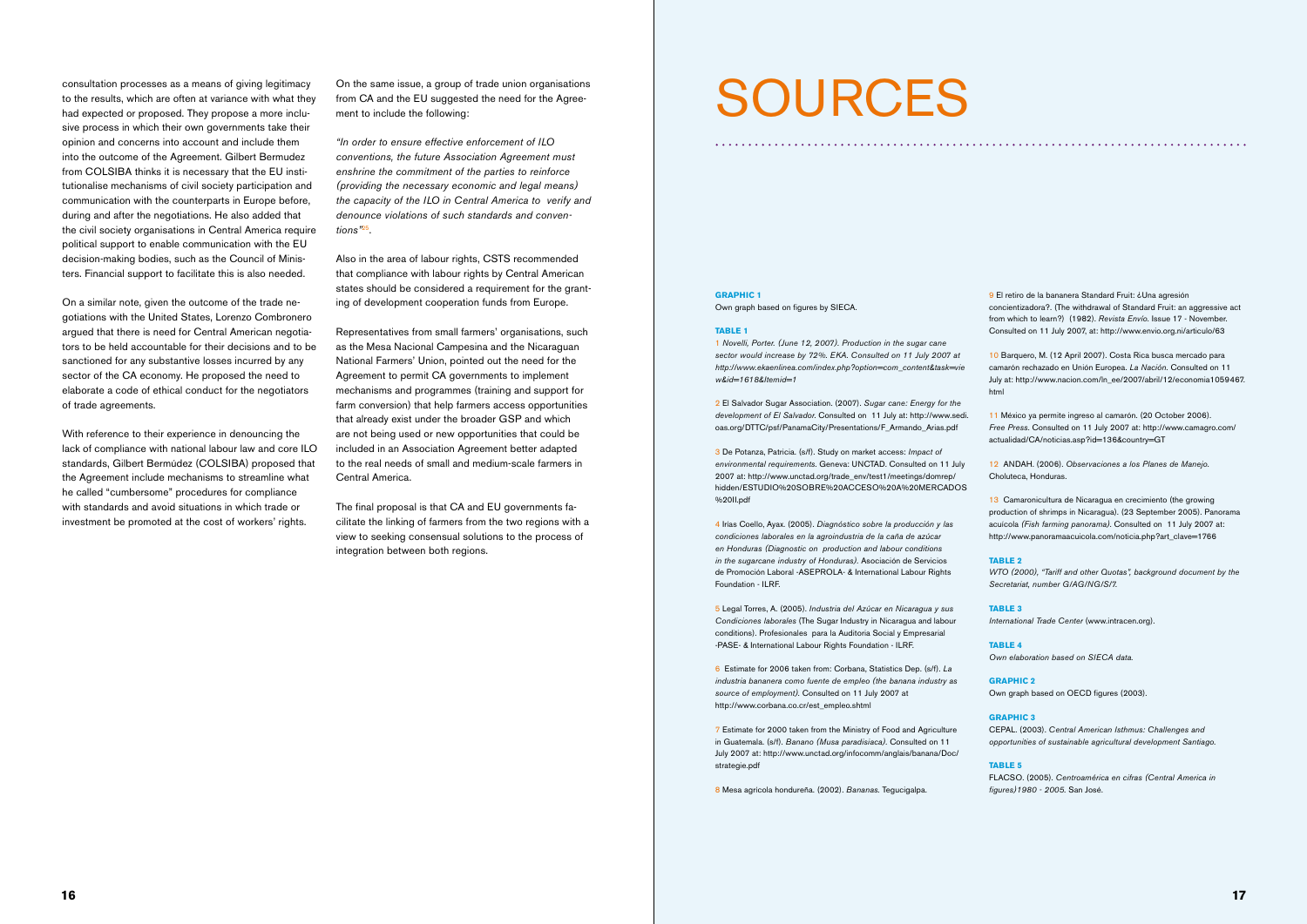consultation processes as a means of giving legitimacy to the results, which are often at variance with what they had expected or proposed. They propose a more inclusive process in which their own governments take their opinion and concerns into account and include them into the outcome of the Agreement. Gilbert Bermudez from COLSIBA thinks it is necessary that the EU institutionalise mechanisms of civil society participation and communication with the counterparts in Europe before, during and after the negotiations. He also added that the civil society organisations in Central America require political support to enable communication with the EU decision-making bodies, such as the Council of Ministers. Financial support to facilitate this is also needed.

On a similar note, given the outcome of the trade negotiations with the United States, Lorenzo Combronero argued that there is need for Central American negotiators to be held accountable for their decisions and to be sanctioned for any substantive losses incurred by any sector of the CA economy. He proposed the need to elaborate a code of ethical conduct for the negotiators of trade agreements.

With reference to their experience in denouncing the lack of compliance with national labour law and core ILO standards, Gilbert Bermúdez (COLSIBA) proposed that the Agreement include mechanisms to streamline what he called "cumbersome" procedures for compliance with standards and avoid situations in which trade or investment be promoted at the cost of workers' rights.

On the same issue, a group of trade union organisations from CA and the EU suggested the need for the Agreement to include the following:

*"In order to ensure effective enforcement of ILO conventions, the future Association Agreement must enshrine the commitment of the parties to reinforce (providing the necessary economic and legal means) the capacity of the ILO in Central America to verify and denounce violations of such standards and conventions"*[25].

Also in the area of labour rights, CSTS recommended that compliance with labour rights by Central American states should be considered a requirement for the granting of development cooperation funds from Europe.

Representatives from small farmers' organisations, such as the Mesa Nacional Campesina and the Nicaraguan National Farmers' Union, pointed out the need for the Agreement to permit CA governments to implement mechanisms and programmes (training and support for farm conversion) that help farmers access opportunities that already exist under the broader GSP and which are not being used or new opportunities that could be included in an Association Agreement better adapted to the real needs of small and medium-scale farmers in Central America.

The final proposal is that CA and EU governments facilitate the linking of farmers from the two regions with a view to seeking consensual solutions to the process of integration between both regions.

# SOURCES

**GRAPHIC 1**
Own graph based on figures by SIECA.

**TABLE 1**
1 *Novelli, Porter. (June 12, 2007). Production in the sugar cane sector would increase by 72%. EKA. Consulted on 11 July 2007 at http://www.ekaenlinea.com/index.php?option=com_content&task=view&id=1618&Itemid=1*

2 El Salvador Sugar Association. (2007). *Sugar cane: Energy for the development of El Salvador.* Consulted on 11 July at: http://www.sedi.oas.org/DTTC/psf/PanamaCity/Presentations/F_Armando_Arias.pdf

3 De Potanza, Patricia. (s/f). Study on market access: *Impact of environmental requirements.* Geneva: UNCTAD. Consulted on 11 July 2007 at: http://www.unctad.org/trade_env/test1/meetings/domrep/hidden/ESTUDIO%20SOBRE%20ACCESO%20A%20MERCADOS%20II.pdf

4 Irias Coello, Ayax. (2005). *Diagnóstico sobre la producción y las condiciones laborales en la agroindustria de la caña de azúcar en Honduras (Diagnostic on production and labour conditions in the sugarcane industry of Honduras).* Asociación de Servicios de Promoción Laboral -ASEPROLA- & International Labour Rights Foundation - ILRF.

5 Legal Torres, A. (2005). *Industria del Azúcar en Nicaragua y sus Condiciones laborales* (The Sugar Industry in Nicaragua and labour conditions). Profesionales para la Auditoria Social y Empresarial -PASE- & International Labour Rights Foundation - ILRF.

6 Estimate for 2006 taken from: Corbana, Statistics Dep. (s/f). *La industria bananera como fuente de empleo (the banana industry as source of employment).* Consulted on 11 July 2007 at http://www.corbana.co.cr/est_empleo.shtml

7 Estimate for 2000 taken from the Ministry of Food and Agriculture in Guatemala. (s/f). *Banano (Musa paradisiaca).* Consulted on 11 July 2007 at: http://www.unctad.org/infocomm/anglais/banana/Doc/strategie.pdf

8 Mesa agrícola hondureña. (2002). *Bananas.* Tegucigalpa.

9 El retiro de la bananera Standard Fruit: ¿Una agresión concientizadora?. (The withdrawal of Standard Fruit: an aggressive act from which to learn?) (1982). *Revista Envío.* Issue 17 - November. Consulted on 11 July 2007, at: http://www.envio.org.ni/articulo/63

10 Barquero, M. (12 April 2007). Costa Rica busca mercado para camarón rechazado en Unión Europea. *La Nación.* Consulted on 11 July at: http://www.nacion.com/ln_ee/2007/abril/12/economia1059467.html

11 México ya permite ingreso al camarón. (20 October 2006). *Free Press.* Consulted on 11 July 2007 at: http://www.camagro.com/actualidad/CA/noticias.asp?id=136&country=GT

12 ANDAH. (2006). *Observaciones a los Planes de Manejo.* Choluteca, Honduras.

13 Camaronicultura de Nicaragua en crecimiento (the growing production of shrimps in Nicaragua). (23 September 2005). Panorama acuícola *(Fish farming panorama).* Consulted on 11 July 2007 at: http://www.panoramaacuicola.com/noticia.php?art_clave=1766

**TABLE 2**
*WTO (2000), "Tariff and other Quotas", background document by the Secretariat, number G/AG/NG/S/7.*

**TABLE 3**
*International Trade Center* (www.intracen.org).

**TABLE 4**
*Own elaboration based on SIECA data.*

**GRAPHIC 2**
Own graph based on OECD figures (2003).

**GRAPHIC 3**
CEPAL. (2003). *Central American Isthmus: Challenges and opportunities of sustainable agricultural development Santiago.*

**TABLE 5**
FLACSO. (2005). *Centroamérica en cifras (Central America in figures)1980 - 2005.* San José.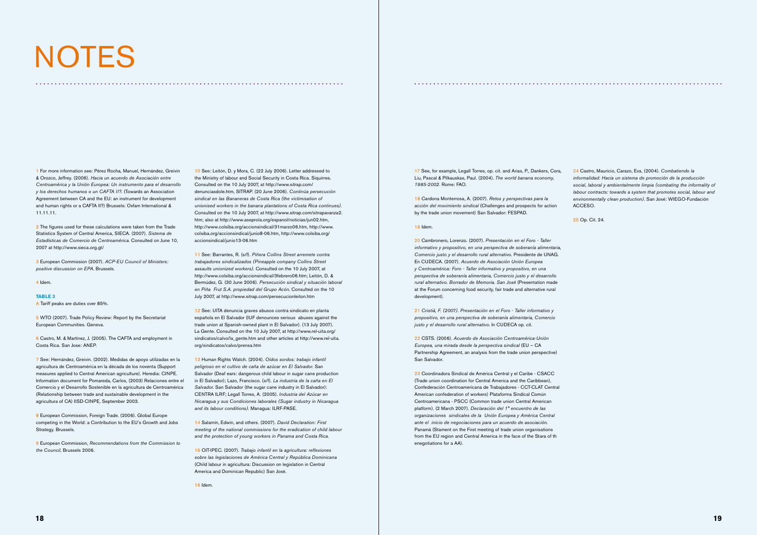# NOTES

1 For more information see: Pérez Rocha, Manuel, Hernández, Greivin & Orozco, Jeffrey. (2006). *Hacia un acuerdo de Asociación entre Centroamérica y la Unión Europea: Un instrumento para el desarrollo y los derechos humanos o un CAFTA II?*. (Towards an Association Agreement between CA and the EU: an instrument for development and human rights or a CAFTA II?) Brussels: Oxfam International & 11.11.11.

2 The figures used for these calculations were taken from the Trade Statistics System of Central America, SIECA. (2007). *Sistema de Estadísticas de Comercio de Centroamérica.* Consulted on June 10, 2007 at http://www.sieca.org.gt/

3 European Commission (2007). *ACP-EU Council of Ministers: positive discussion on EPA.* Brussels.

4 Idem.

**TABLE 3**

A Tariff peaks are duties over 85%.

5 WTO (2007). Trade Policy Review: Report by the Secretariat European Communities. Geneva.

6 Castro, M. & Martínez, J. (2005). The CAFTA and employment in Costa Rica. San Jose: ANEP.

7 See: Hernández, Greivin. (2002). Medidas de apoyo utilizadas en la agricultura de Centroamérica en la década de los noventa (Support measures applied to Central American agriculture). Heredia: CINPE. Information document for Pomareda, Carlos, (2003) Relaciones entre el Comercio y el Desarrollo Sostenible en la agricultura de Centroamérica (Relationship between trade and sustainable development in the agricultura of CA) IISD-CINPE, September 2003.

8 European Commission, Foreign Trade. (2006). Global Europe competing in the World: a Contribution to the EU's Growth and Jobs Strategy. Brussels.

9 European Commission, *Recommendations from the Commission to the Council*, Brussels 2006.

10 See: Leitón, D. y Mora, C. (22 July 2006). Letter addressed to the Ministry of labour and Social Security in Costa Rica. Siquirres. Consulted on the 10 July 2007, at http://www.sitrap.com/denunciasdole.htm, SITRAP. (20 June 2006). *Continúa persecución sindical en las Bananeras de Costa Rica (the victimisation of unionised workers in the banana plantations of Costa Rica continues).* Consulted on the 10 July 2007, at http://www.sitrap.com/sitrapavanza2.htm; also at http://www.aseprola.org/espanol/noticias/jun02.htm, http://www.colsiba.org/accionsindical/31marzo06.htm, http://www.colsiba.org/accionsindical/junio8-06.htm, http://www.colsiba.org/accionsindical/junio13-06.htm

11 See: Barrantes, R. (s/f). *Piñera Collins Street arremete contra trabajadores sindicalizados (Pineapple company Collins Street assaults unionized workers).* Consulted on the 10 July 2007, at http://www.colsiba.org/accionsindical/3febrero06.htm; Leitón, D. & Bermúdez, G. (30 June 2006). *Persecución sindical y situación laboral en Piña Frut S.A. propiedad del Grupo Acón.* Consulted on the 10 July 2007, at http://www.sitrap.com/persecucionleiton.htm

12 See: UITA denuncia graves abusos contra sindicato en planta española en El Salvador (IUF denounces serious abuses against the trade union at Spanish-owned plant in El Salvador). (13 July 2007). La Gente. Consulted on the 10 July 2007, at http://www.rel-uita.org/sindicatos/calvo/la_gente.htm and other articles at http://www.rel-uita.org/sindicatos/calvo/prensa.htm

13 Human Rights Watch. (2004). *Oídos sordos: trabajo infantil peligroso en el cultivo de caña de azúcar en El Salvador.* San Salvador (Deaf ears: dangerous child labour in sugar cane production in El Salvador); Lazo, Francisco. (s/f). *La industria de la caña en El Salvador.* San Salvador (the sugar cane industry in El Salvador): CENTRA ILRF; Legall Torres, A. (2005). *Industria del Azúcar en Nicaragua y sus Condiciones laborales (Sugar industry in Nicaragua and its labour conditions).* Managua: ILRF-PASE.

14 Salamín, Edwin, and others. (2007). *David Declaration: First meeting of the national commissions for the eradication of child labour and the protection of young workers in Panama and Costa Rica.*

15 OIT-IPEC. (2007). *Trabajo infantil en la agricultura: reflexiones sobre las legislaciones de América Central y República Dominicana* (Child labour in agriculture: Discussion on legislation in Central America and Dominican Republic) San José.

16 Idem.

17 See, for example, Legall Torres, op. cit. and Arias, P., Dankers, Cora, Liu, Pascal & Pilkauskas, Paul. (2004). *The world banana economy, 1985-2002.* Rome: FAO.

18 Cardona Monterrosa, A. (2007). *Retos y perspectivas para la acción del movimiento sindical* (Challenges and prospects for action by the trade union movement) San Salvador: FESPAD.

19 Idem.

20 Cambronero, Lorenzo. (2007). *Presentación en el Foro - Taller informativo y propositivo, en una perspectiva de soberanía alimentaria, Comercio justo y el desarrollo rural alternativo.* Presidente de UNAG. En CUDECA. (2007). *Acuerdo de Asociación Unión Europea y Centroamérica: Foro - Taller informativo y propositivo, en una perspectiva de soberanía alimentaria, Comercio justo y el desarrollo rural alternativo. Borrador de Memoria. San José* (Presentation made at the Forum concerning food security, fair trade and alternative rural development).

21 *Cristiá, F. (2007). Presentación en el Foro - Taller informativo y propositivo, en una perspectiva de soberanía alimentaria, Comercio justo y el desarrollo rural alternativo.* In CUDECA op. cit.

22 CSTS. (2006). *Acuerdo de Asociación Centroamérica-Unión Europea, una mirada desde la perspectiva sindical* (EU – CA Partnership Agreement, an analysis from the trade union perspective) San Salvador.

23 Coordinadora Sindical de América Central y el Caribe - CSACC (Trade union coordination for Central America and the Caribbean), Confederación Centroamericana de Trabajadores - CCT-CLAT Central American confederation of workers) Plataforma Sindical Común Centroamericana - PSCC (Common trade union Central American platform). (2 March 2007). *Declaración del 1° encuentro de las organizaciones sindicales de la Unión Europea y América Central ante el inicio de negociaciones para un acuerdo de asociación.* Panamá (Stament on the First meeting of trade union organisations from the EU region and Central America in the face of the Stara of th enegotiations for a AA).

24 Castro, Mauricio, Carazo, Eva, (2004). *Combatiendo la informalidad: Hacia un sistema de promoción de la producción social, laboral y ambientalmente limpia (combating the informality of labour contracts: towards a system that promotes social, labour and environmentally clean production).* San José: WIEGO-Fundación ACCESO.

25 Op. Cit. 24.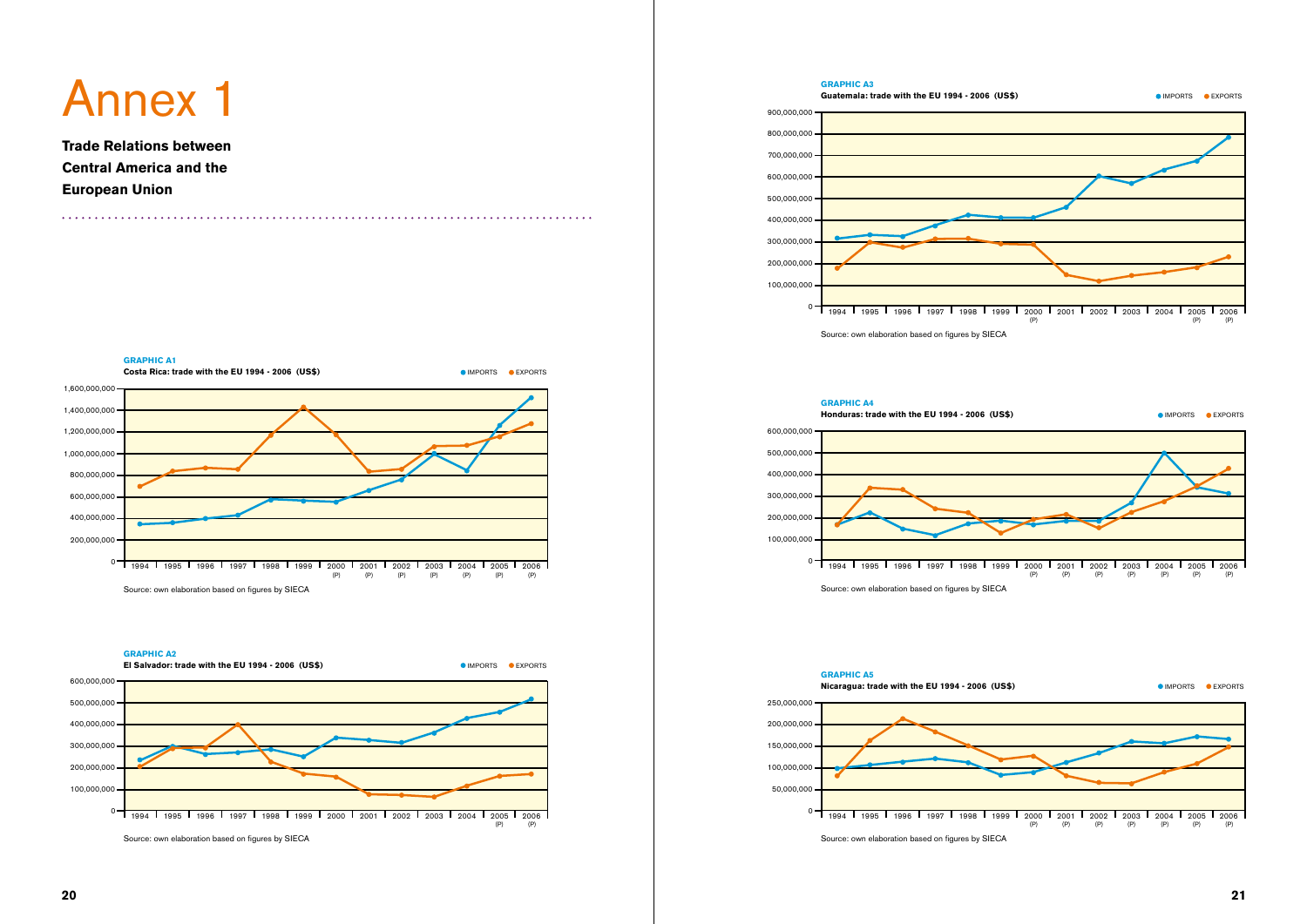# Annex 1

**Trade Relations between Central America and the European Union**

**GRAPHIC A1**

**Costa Rica: trade with the EU 1994 - 2006 (US$)**

● IMPORTS ● EXPORTS

1,600,000,000
1,400,000,000
1,200,000,000
1,000,000,000
800,000,000
600,000,000
400,000,000
200,000,000
0

1994 | 1995 | 1996 | 1997 | 1998 | 1999 | 2000 (P) | 2001 (P) | 2002 (P) | 2003 (P) | 2004 (P) | 2005 (P) | 2006 (P)

Source: own elaboration based on figures by SIECA

**GRAPHIC A2**

**El Salvador: trade with the EU 1994 - 2006 (US$)**

● IMPORTS ● EXPORTS

600,000,000
500,000,000
400,000,000
300,000,000
200,000,000
100,000,000
0

1994 | 1995 | 1996 | 1997 | 1998 | 1999 | 2000 | 2001 | 2002 | 2003 | 2004 | 2005 (P) | 2006 (P)

Source: own elaboration based on figures by SIECA

**GRAPHIC A3**

**Guatemala: trade with the EU 1994 - 2006 (US$)**

● IMPORTS ● EXPORTS

900,000,000
800,000,000
700,000,000
600,000,000
500,000,000
400,000,000
300,000,000
200,000,000
100,000,000
0

1994 | 1995 | 1996 | 1997 | 1998 | 1999 | 2000 (P) | 2001 | 2002 | 2003 | 2004 | 2005 (P) | 2006 (P)

Source: own elaboration based on figures by SIECA

**GRAPHIC A4**

**Honduras: trade with the EU 1994 - 2006 (US$)**

● IMPORTS ● EXPORTS

600,000,000
500,000,000
400,000,000
300,000,000
200,000,000
100,000,000
0

1994 | 1995 | 1996 | 1997 | 1998 | 1999 | 2000 (P) | 2001 (P) | 2002 (P) | 2003 (P) | 2004 (P) | 2005 (P) | 2006 (P)

Source: own elaboration based on figures by SIECA

**GRAPHIC A5**

**Nicaragua: trade with the EU 1994 - 2006 (US$)**

● IMPORTS ● EXPORTS

250,000,000
200,000,000
150,000,000
100,000,000
50,000,000
0

1994 | 1995 | 1996 | 1997 | 1998 | 1999 | 2000 (P) | 2001 (P) | 2002 (P) | 2003 (P) | 2004 (P) | 2005 (P) | 2006 (P)

Source: own elaboration based on figures by SIECA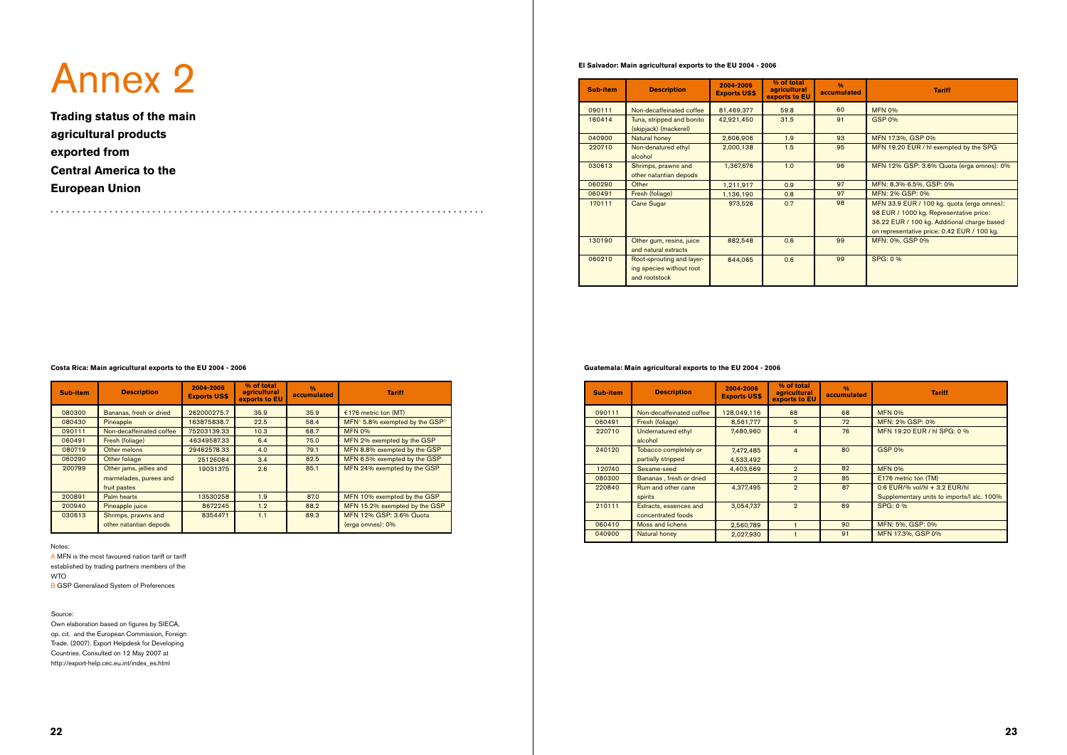# Annex 2

**Trading status of the main agricultural products exported from Central America to the European Union**

**Costa Rica: Main agricultural exports to the EU 2004 - 2006**

| Sub-item | Description | 2004-2006 Exports US$ | % of total agricultural exports to EU | % accumulated | Tariff |
|---|---|---|---|---|---|
| 080300 | Bananas, fresh or dried | 262000275.7 | 35.9 | 35.9 | €176 metric ton (MT) |
| 080430 | Pineapple | 163875838.7 | 22.5 | 58.4 | MFN[A] 5.8% exempted by the GSP[B] |
| 090111 | Non-decaffeinated coffee | 75203139.33 | 10.3 | 68.7 | MFN 0% |
| 060491 | Fresh (foliage) | 46349587.33 | 6.4 | 75.0 | MFN 2% exempted by the GSP |
| 080719 | Other melons | 29462578.33 | 4.0 | 79.1 | MFN 8.8% exempted by the GSP |
| 060290 | Other foliage | 25126084 | 3.4 | 82.5 | MFN 6.5% exempted by the GSP |
| 200799 | Other jams, jellies and marmelades, purees and fruit pastes | 19031375 | 2.6 | 85.1 | MFN 24% exempted by the GSP |
| 200891 | Palm hearts | 13530258 | 1.9 | 87.0 | MFN 10% exempted by the GSP |
| 200940 | Pineapple juice | 8672245 | 1.2 | 88.2 | MFN 15.2% exempted by the GSP |
| 030613 | Shrimps, prawns and other natantian depods | 8354471 | 1.1 | 89.3 | MFN 12% GSP: 3.6% Quota (erga omnes): 0% |

Notes:

A MFN is the most favoured nation tariff or tariff established by trading partners members of the WTO

B GSP Generalised System of Preferences

Source:

Own elaboration based on figures by SIECA, op. cit. and the European Commission, Foreign Trade. (2007). Export Helpdesk for Developing Countries. Consulted on 12 May 2007 at http://export-help.cec.eu.int/index_es.html

**El Salvador: Main agricultural exports to the EU 2004 - 2006**

| Sub-item | Description | 2004-2006 Exports US$ | % of total agricultural exports to EU | % accumulated | Tariff |
|---|---|---|---|---|---|
| 090111 | Non-decaffeinated coffee | 81,469,377 | 59.8 | 60 | MFN 0% |
| 160414 | Tuna, stripped and bonito (skipjack) (mackerel) | 42,921,450 | 31.5 | 91 | GSP 0% |
| 040900 | Natural honey | 2,606,906 | 1.9 | 93 | MFN 17.3%, GSP 0% |
| 220710 | Non-denatured ethyl alcohol | 2,000,138 | 1.5 | 95 | MFN 19.20 EUR / hl exempted by the SPG |
| 030613 | Shrimps, prawns and other natantian depods | 1,367,676 | 1.0 | 96 | MFN 12% GSP: 3.6% Quota (erga omnes): 0% |
| 060290 | Other | 1,211,917 | 0.9 | 97 | MFN: 8.3%-6.5%, GSP: 0% |
| 060491 | Fresh (foliage) | 1,136,190 | 0.8 | 97 | MFN: 2% GSP: 0% |
| 170111 | Cane Sugar | 973,526 | 0.7 | 98 | MFN 33.9 EUR / 100 kg. quota (erga omnes): 98 EUR / 1000 kg. Representative price: 36.22 EUR / 100 kg. Additional charge based on representative price: 0.42 EUR / 100 kg. |
| 130190 | Other gum, resins, juice and natural extracts | 882,548 | 0.6 | 99 | MFN: 0%, GSP 0% |
| 060210 | Root-sprouting and layering species without root and rootstock | 844,065 | 0.6 | 99 | SPG: 0 % |

**Guatemala: Main agricultural exports to the EU 2004 - 2006**

| Sub-item | Description | 2004-2006 Exports US$ | % of total agricultural exports to EU | % accumulated | Tariff |
|---|---|---|---|---|---|
| 090111 | Non-decaffeinated coffee | 128,049,116 | 68 | 68 | MFN 0% |
| 060491 | Fresh (foliage) | 8,561,777 | 5 | 72 | MFN: 2% GSP: 0% |
| 220710 | Undernatured ethyl alcohol | 7,480,960 | 4 | 76 | MFN 19.20 EUR / hl SPG: 0 % |
| 240120 | Tobacco completely or partially stripped | 7,472,485 4,533,492 | 4 | 80 | GSP 0% |
| 120740 | Sesame-seed | 4,403,669 | 2 | 82 | MFN 0% |
| 080300 | Bananas , fresh or dried | | 2 | 85 | E176 metric ton (TM) |
| 220840 | Rum and other cane spirits | 4,377,495 | 2 | 87 | 0.6 EUR/% vol/hl + 3.2 EUR/hl Supplementary units to imports/l alc. 100% |
| 210111 | Extracts, essences and concentrated foods | 3,054,737 | 2 | 89 | SPG: 0 % |
| 060410 | Moss and lichens | 2,560,789 | 1 | 90 | MFN: 5%, GSP: 0% |
| 040900 | Natural honey | 2,027,930 | 1 | 91 | MFN 17.3%, GSP 0% |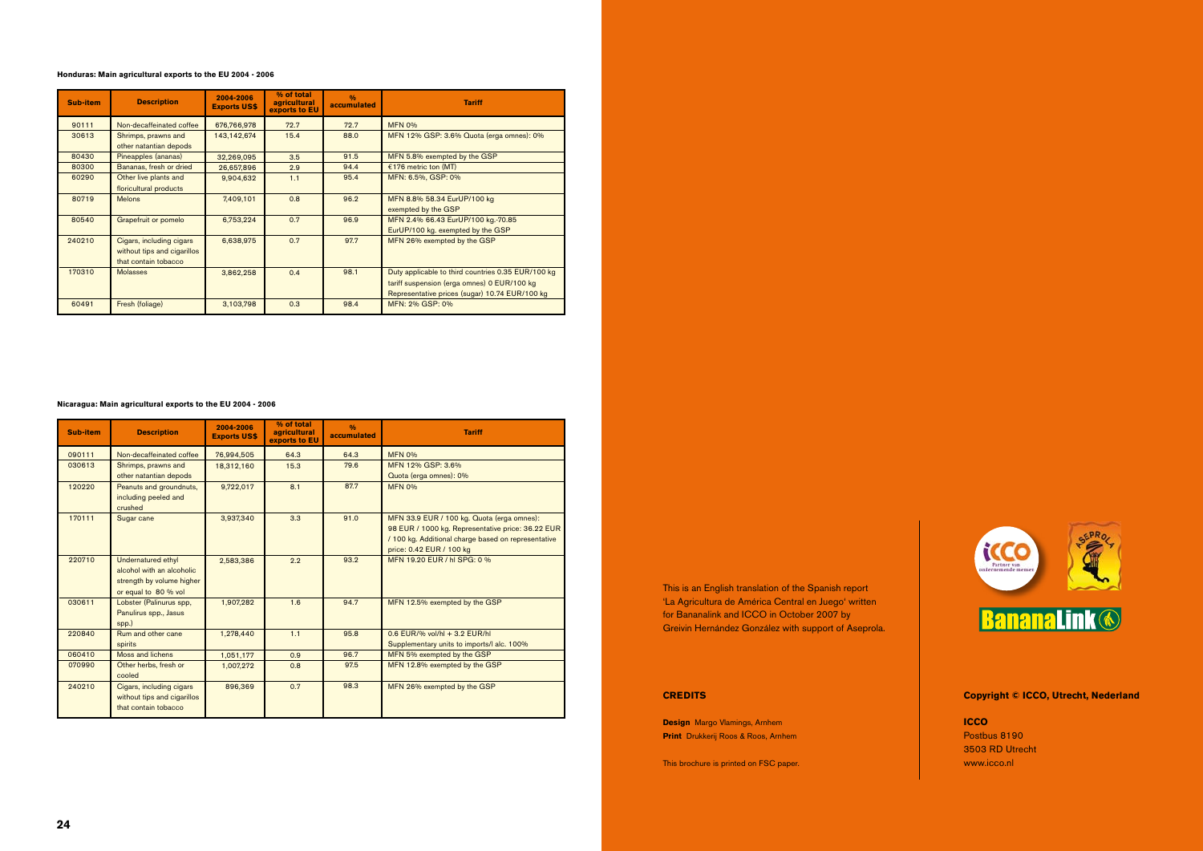**Honduras: Main agricultural exports to the EU 2004 - 2006**

| Sub-item | Description | 2004-2006 Exports US$ | % of total agricultural exports to EU | % accumulated | Tariff |
|---|---|---|---|---|---|
| 90111 | Non-decaffeinated coffee | 676,766,978 | 72.7 | 72.7 | MFN 0% |
| 30613 | Shrimps, prawns and other natantian depods | 143,142,674 | 15.4 | 88.0 | MFN 12% GSP: 3.6% Quota (erga omnes): 0% |
| 80430 | Pineapples (ananas) | 32,269,095 | 3.5 | 91.5 | MFN 5.8% exempted by the GSP |
| 80300 | Bananas, fresh or dried | 26,657,896 | 2.9 | 94.4 | €176 metric ton (MT) |
| 60290 | Other live plants and floricultural products | 9,904,632 | 1.1 | 95.4 | MFN: 6.5%, GSP: 0% |
| 80719 | Melons | 7,409,101 | 0.8 | 96.2 | MFN 8.8% 58.34 EurUP/100 kg exempted by the GSP |
| 80540 | Grapefruit or pomelo | 6,753,224 | 0.7 | 96.9 | MFN 2.4% 66.43 EurUP/100 kg.-70.85 EurUP/100 kg. exempted by the GSP |
| 240210 | Cigars, including cigars without tips and cigarillos that contain tobacco | 6,638,975 | 0.7 | 97.7 | MFN 26% exempted by the GSP |
| 170310 | Molasses | 3,862,258 | 0.4 | 98.1 | Duty applicable to third countries 0.35 EUR/100 kg tariff suspension (erga omnes) 0 EUR/100 kg Representative prices (sugar) 10.74 EUR/100 kg |
| 60491 | Fresh (foliage) | 3,103,798 | 0.3 | 98.4 | MFN: 2% GSP: 0% |

**Nicaragua: Main agricultural exports to the EU 2004 - 2006**

| Sub-item | Description | 2004-2006 Exports US$ | % of total agricultural exports to EU | % accumulated | Tariff |
|---|---|---|---|---|---|
| 090111 | Non-decaffeinated coffee | 76,994,505 | 64.3 | 64.3 | MFN 0% |
| 030613 | Shrimps, prawns and other natantian depods | 18,312,160 | 15.3 | 79.6 | MFN 12% GSP: 3.6% Quota (erga omnes): 0% |
| 120220 | Peanuts and groundnuts, including peeled and crushed | 9,722,017 | 8.1 | 87.7 | MFN 0% |
| 170111 | Sugar cane | 3,937,340 | 3.3 | 91.0 | MFN 33.9 EUR / 100 kg. Quota (erga omnes): 98 EUR / 1000 kg. Representative price: 36.22 EUR / 100 kg. Additional charge based on representative price: 0.42 EUR / 100 kg |
| 220710 | Undernatured ethyl alcohol with an alcoholic strength by volume higher or equal to 80 % vol | 2,583,386 | 2.2 | 93.2 | MFN 19.20 EUR / hl SPG: 0 % |
| 030611 | Lobster (Palinurus spp, Panulirus spp., Jasus spp.) | 1,907,282 | 1.6 | 94.7 | MFN 12.5% exempted by the GSP |
| 220840 | Rum and other cane spirits | 1,278,440 | 1.1 | 95.8 | 0.6 EUR/% vol/hl + 3.2 EUR/hl Supplementary units to imports/l alc. 100% |
| 060410 | Moss and lichens | 1,051,177 | 0.9 | 96.7 | MFN 5% exempted by the GSP |
| 070990 | Other herbs, fresh or cooled | 1,007,272 | 0.8 | 97.5 | MFN 12.8% exempted by the GSP |
| 240210 | Cigars, including cigars without tips and cigarillos that contain tobacco | 896,369 | 0.7 | 98.3 | MFN 26% exempted by the GSP |

This is an English translation of the Spanish report 'La Agricultura de América Central en Juego' written for Bananalink and ICCO in October 2007 by Greivin Hernández González with support of Aseprola.

**CREDITS**

**Design** Margo Vlamings, Arnhem
**Print** Drukkerij Roos & Roos, Arnhem

This brochure is printed on FSC paper.

**Copyright © ICCO, Utrecht, Nederland**

**ICCO**
Postbus 8190
3503 RD Utrecht
www.icco.nl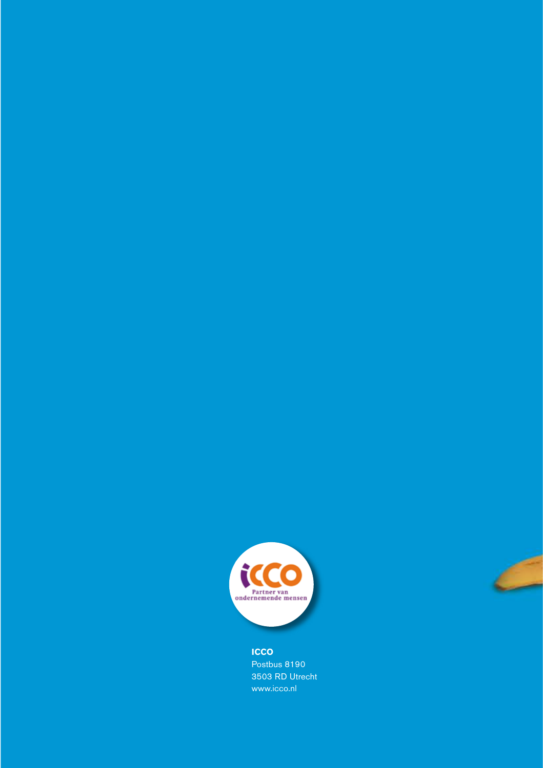icco

Partner van ondernemende mensen

**ICCO**
Postbus 8190
3503 RD Utrecht
www.icco.nl